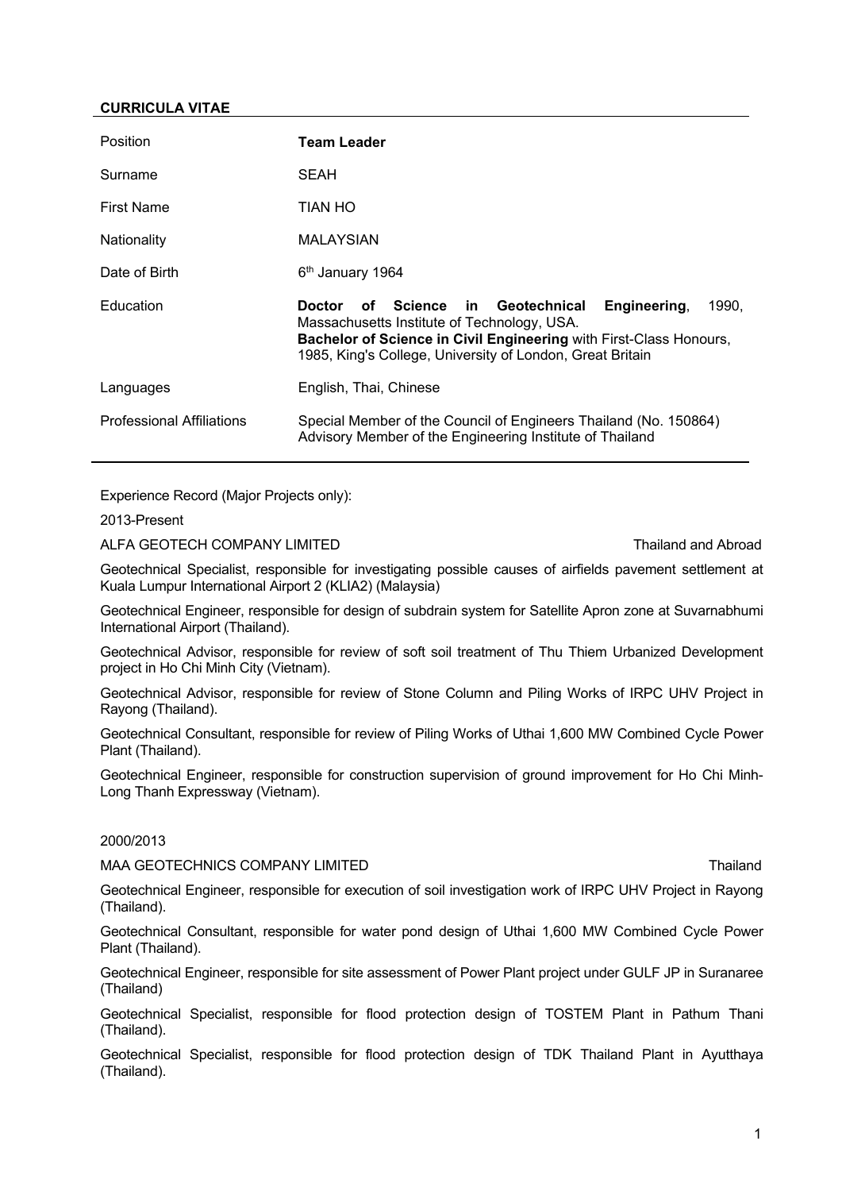## CURRICULA VITAE

| | |
|---|---|
| Position | **Team Leader** |
| Surname | SEAH |
| First Name | TIAN HO |
| Nationality | MALAYSIAN |
| Date of Birth | 6th January 1964 |
| Education | **Doctor of Science in Geotechnical Engineering**, 1990, Massachusetts Institute of Technology, USA.<br>**Bachelor of Science in Civil Engineering** with First-Class Honours, 1985, King's College, University of London, Great Britain |
| Languages | English, Thai, Chinese |
| Professional Affiliations | Special Member of the Council of Engineers Thailand (No. 150864)<br>Advisory Member of the Engineering Institute of Thailand |

Experience Record (Major Projects only):

2013-Present

ALFA GEOTECH COMPANY LIMITED — Thailand and Abroad

Geotechnical Specialist, responsible for investigating possible causes of airfields pavement settlement at Kuala Lumpur International Airport 2 (KLIA2) (Malaysia)

Geotechnical Engineer, responsible for design of subdrain system for Satellite Apron zone at Suvarnabhumi International Airport (Thailand).

Geotechnical Advisor, responsible for review of soft soil treatment of Thu Thiem Urbanized Development project in Ho Chi Minh City (Vietnam).

Geotechnical Advisor, responsible for review of Stone Column and Piling Works of IRPC UHV Project in Rayong (Thailand).

Geotechnical Consultant, responsible for review of Piling Works of Uthai 1,600 MW Combined Cycle Power Plant (Thailand).

Geotechnical Engineer, responsible for construction supervision of ground improvement for Ho Chi Minh-Long Thanh Expressway (Vietnam).

2000/2013

MAA GEOTECHNICS COMPANY LIMITED — Thailand

Geotechnical Engineer, responsible for execution of soil investigation work of IRPC UHV Project in Rayong (Thailand).

Geotechnical Consultant, responsible for water pond design of Uthai 1,600 MW Combined Cycle Power Plant (Thailand).

Geotechnical Engineer, responsible for site assessment of Power Plant project under GULF JP in Suranaree (Thailand)

Geotechnical Specialist, responsible for flood protection design of TOSTEM Plant in Pathum Thani (Thailand).

Geotechnical Specialist, responsible for flood protection design of TDK Thailand Plant in Ayutthaya (Thailand).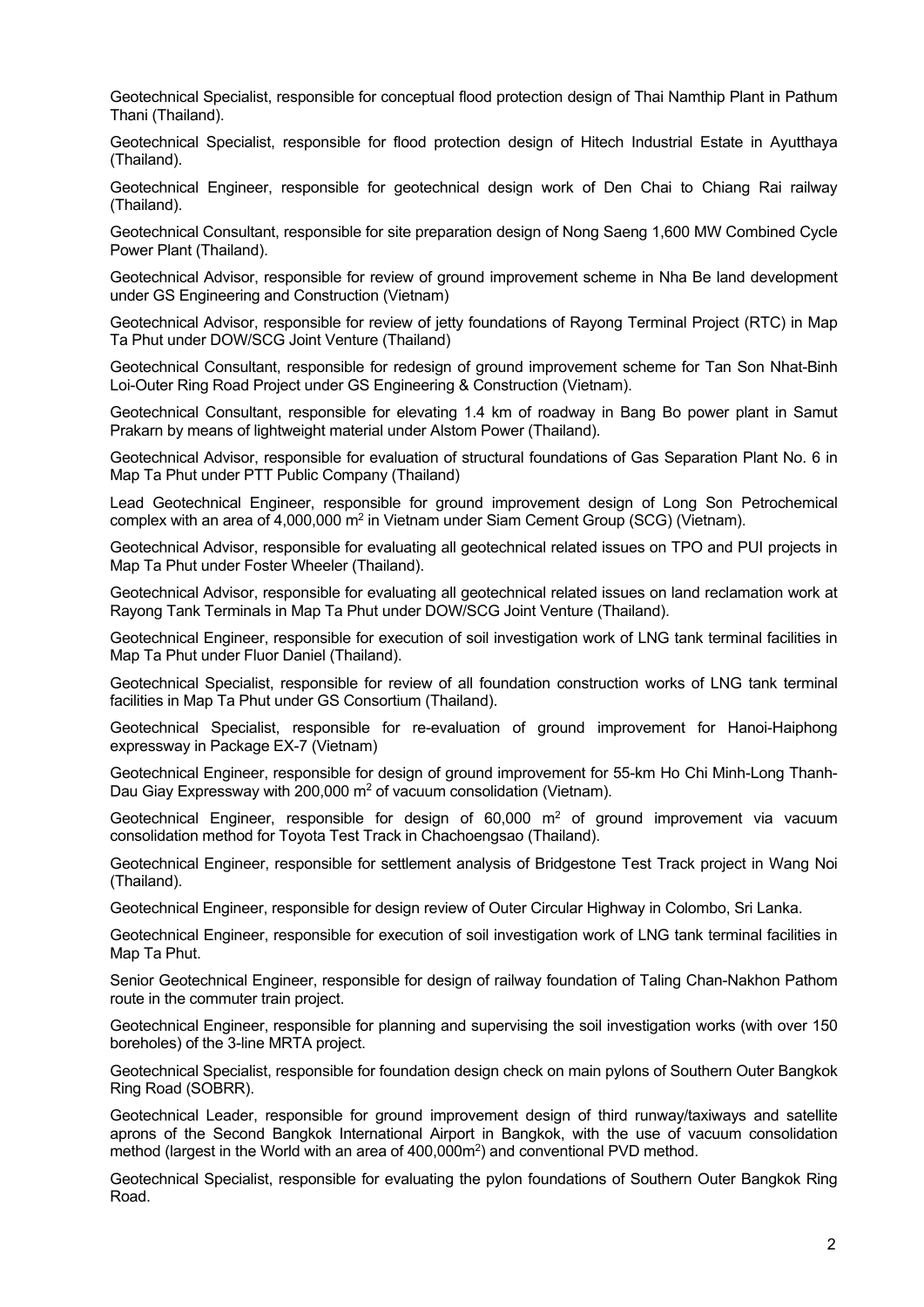Geotechnical Specialist, responsible for conceptual flood protection design of Thai Namthip Plant in Pathum Thani (Thailand).

Geotechnical Specialist, responsible for flood protection design of Hitech Industrial Estate in Ayutthaya (Thailand).

Geotechnical Engineer, responsible for geotechnical design work of Den Chai to Chiang Rai railway (Thailand).

Geotechnical Consultant, responsible for site preparation design of Nong Saeng 1,600 MW Combined Cycle Power Plant (Thailand).

Geotechnical Advisor, responsible for review of ground improvement scheme in Nha Be land development under GS Engineering and Construction (Vietnam)

Geotechnical Advisor, responsible for review of jetty foundations of Rayong Terminal Project (RTC) in Map Ta Phut under DOW/SCG Joint Venture (Thailand)

Geotechnical Consultant, responsible for redesign of ground improvement scheme for Tan Son Nhat-Binh Loi-Outer Ring Road Project under GS Engineering & Construction (Vietnam).

Geotechnical Consultant, responsible for elevating 1.4 km of roadway in Bang Bo power plant in Samut Prakarn by means of lightweight material under Alstom Power (Thailand).

Geotechnical Advisor, responsible for evaluation of structural foundations of Gas Separation Plant No. 6 in Map Ta Phut under PTT Public Company (Thailand)

Lead Geotechnical Engineer, responsible for ground improvement design of Long Son Petrochemical complex with an area of 4,000,000 $m^2$ in Vietnam under Siam Cement Group (SCG) (Vietnam).

Geotechnical Advisor, responsible for evaluating all geotechnical related issues on TPO and PUI projects in Map Ta Phut under Foster Wheeler (Thailand).

Geotechnical Advisor, responsible for evaluating all geotechnical related issues on land reclamation work at Rayong Tank Terminals in Map Ta Phut under DOW/SCG Joint Venture (Thailand).

Geotechnical Engineer, responsible for execution of soil investigation work of LNG tank terminal facilities in Map Ta Phut under Fluor Daniel (Thailand).

Geotechnical Specialist, responsible for review of all foundation construction works of LNG tank terminal facilities in Map Ta Phut under GS Consortium (Thailand).

Geotechnical Specialist, responsible for re-evaluation of ground improvement for Hanoi-Haiphong expressway in Package EX-7 (Vietnam)

Geotechnical Engineer, responsible for design of ground improvement for 55-km Ho Chi Minh-Long Thanh-Dau Giay Expressway with 200,000 $m^2$ of vacuum consolidation (Vietnam).

Geotechnical Engineer, responsible for design of 60,000 $m^2$ of ground improvement via vacuum consolidation method for Toyota Test Track in Chachoengsao (Thailand).

Geotechnical Engineer, responsible for settlement analysis of Bridgestone Test Track project in Wang Noi (Thailand).

Geotechnical Engineer, responsible for design review of Outer Circular Highway in Colombo, Sri Lanka.

Geotechnical Engineer, responsible for execution of soil investigation work of LNG tank terminal facilities in Map Ta Phut.

Senior Geotechnical Engineer, responsible for design of railway foundation of Taling Chan-Nakhon Pathom route in the commuter train project.

Geotechnical Engineer, responsible for planning and supervising the soil investigation works (with over 150 boreholes) of the 3-line MRTA project.

Geotechnical Specialist, responsible for foundation design check on main pylons of Southern Outer Bangkok Ring Road (SOBRR).

Geotechnical Leader, responsible for ground improvement design of third runway/taxiways and satellite aprons of the Second Bangkok International Airport in Bangkok, with the use of vacuum consolidation method (largest in the World with an area of 400,000$m^2$) and conventional PVD method.

Geotechnical Specialist, responsible for evaluating the pylon foundations of Southern Outer Bangkok Ring Road.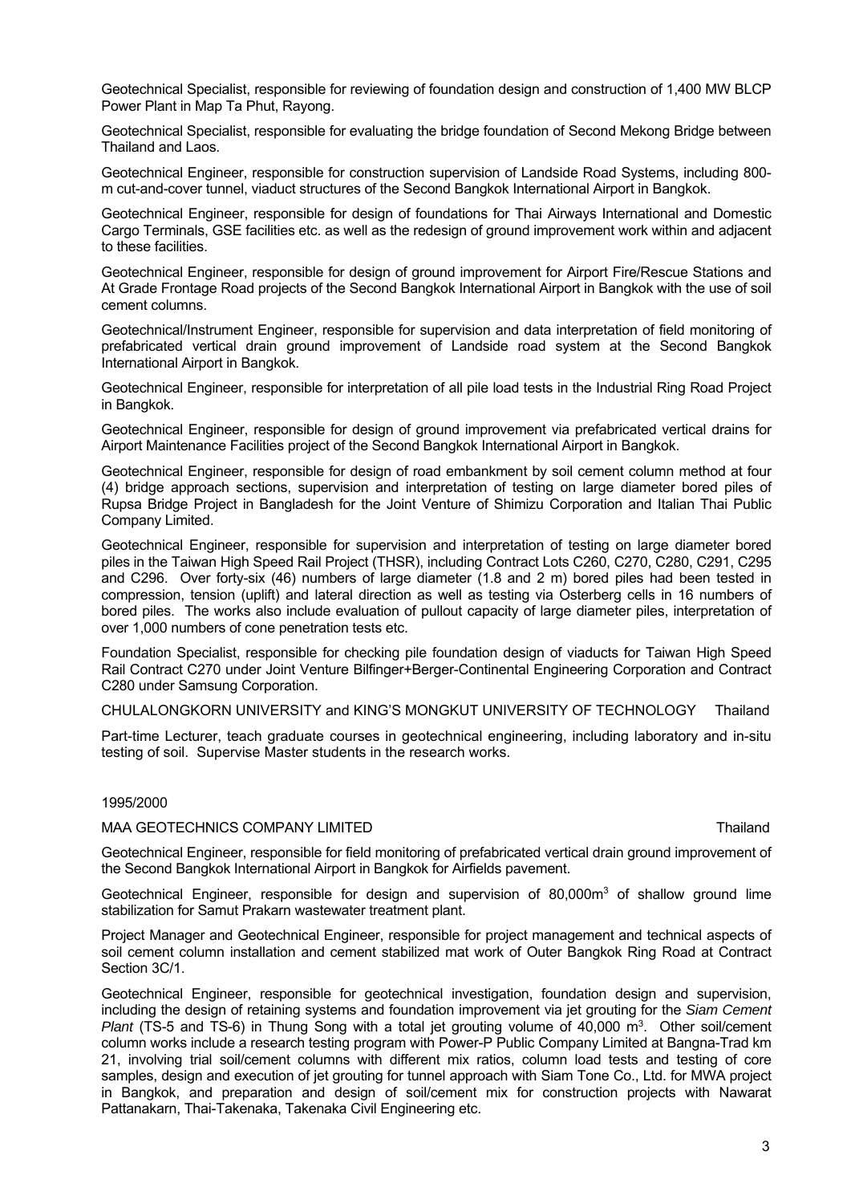Geotechnical Specialist, responsible for reviewing of foundation design and construction of 1,400 MW BLCP Power Plant in Map Ta Phut, Rayong.

Geotechnical Specialist, responsible for evaluating the bridge foundation of Second Mekong Bridge between Thailand and Laos.

Geotechnical Engineer, responsible for construction supervision of Landside Road Systems, including 800-m cut-and-cover tunnel, viaduct structures of the Second Bangkok International Airport in Bangkok.

Geotechnical Engineer, responsible for design of foundations for Thai Airways International and Domestic Cargo Terminals, GSE facilities etc. as well as the redesign of ground improvement work within and adjacent to these facilities.

Geotechnical Engineer, responsible for design of ground improvement for Airport Fire/Rescue Stations and At Grade Frontage Road projects of the Second Bangkok International Airport in Bangkok with the use of soil cement columns.

Geotechnical/Instrument Engineer, responsible for supervision and data interpretation of field monitoring of prefabricated vertical drain ground improvement of Landside road system at the Second Bangkok International Airport in Bangkok.

Geotechnical Engineer, responsible for interpretation of all pile load tests in the Industrial Ring Road Project in Bangkok.

Geotechnical Engineer, responsible for design of ground improvement via prefabricated vertical drains for Airport Maintenance Facilities project of the Second Bangkok International Airport in Bangkok.

Geotechnical Engineer, responsible for design of road embankment by soil cement column method at four (4) bridge approach sections, supervision and interpretation of testing on large diameter bored piles of Rupsa Bridge Project in Bangladesh for the Joint Venture of Shimizu Corporation and Italian Thai Public Company Limited.

Geotechnical Engineer, responsible for supervision and interpretation of testing on large diameter bored piles in the Taiwan High Speed Rail Project (THSR), including Contract Lots C260, C270, C280, C291, C295 and C296. Over forty-six (46) numbers of large diameter (1.8 and 2 m) bored piles had been tested in compression, tension (uplift) and lateral direction as well as testing via Osterberg cells in 16 numbers of bored piles. The works also include evaluation of pullout capacity of large diameter piles, interpretation of over 1,000 numbers of cone penetration tests etc.

Foundation Specialist, responsible for checking pile foundation design of viaducts for Taiwan High Speed Rail Contract C270 under Joint Venture Bilfinger+Berger-Continental Engineering Corporation and Contract C280 under Samsung Corporation.

CHULALONGKORN UNIVERSITY and KING'S MONGKUT UNIVERSITY OF TECHNOLOGY Thailand

Part-time Lecturer, teach graduate courses in geotechnical engineering, including laboratory and in-situ testing of soil. Supervise Master students in the research works.

1995/2000

MAA GEOTECHNICS COMPANY LIMITED Thailand

Geotechnical Engineer, responsible for field monitoring of prefabricated vertical drain ground improvement of the Second Bangkok International Airport in Bangkok for Airfields pavement.

Geotechnical Engineer, responsible for design and supervision of 80,000m$^3$ of shallow ground lime stabilization for Samut Prakarn wastewater treatment plant.

Project Manager and Geotechnical Engineer, responsible for project management and technical aspects of soil cement column installation and cement stabilized mat work of Outer Bangkok Ring Road at Contract Section 3C/1.

Geotechnical Engineer, responsible for geotechnical investigation, foundation design and supervision, including the design of retaining systems and foundation improvement via jet grouting for the *Siam Cement Plant* (TS-5 and TS-6) in Thung Song with a total jet grouting volume of 40,000 m$^3$. Other soil/cement column works include a research testing program with Power-P Public Company Limited at Bangna-Trad km 21, involving trial soil/cement columns with different mix ratios, column load tests and testing of core samples, design and execution of jet grouting for tunnel approach with Siam Tone Co., Ltd. for MWA project in Bangkok, and preparation and design of soil/cement mix for construction projects with Nawarat Pattanakarn, Thai-Takenaka, Takenaka Civil Engineering etc.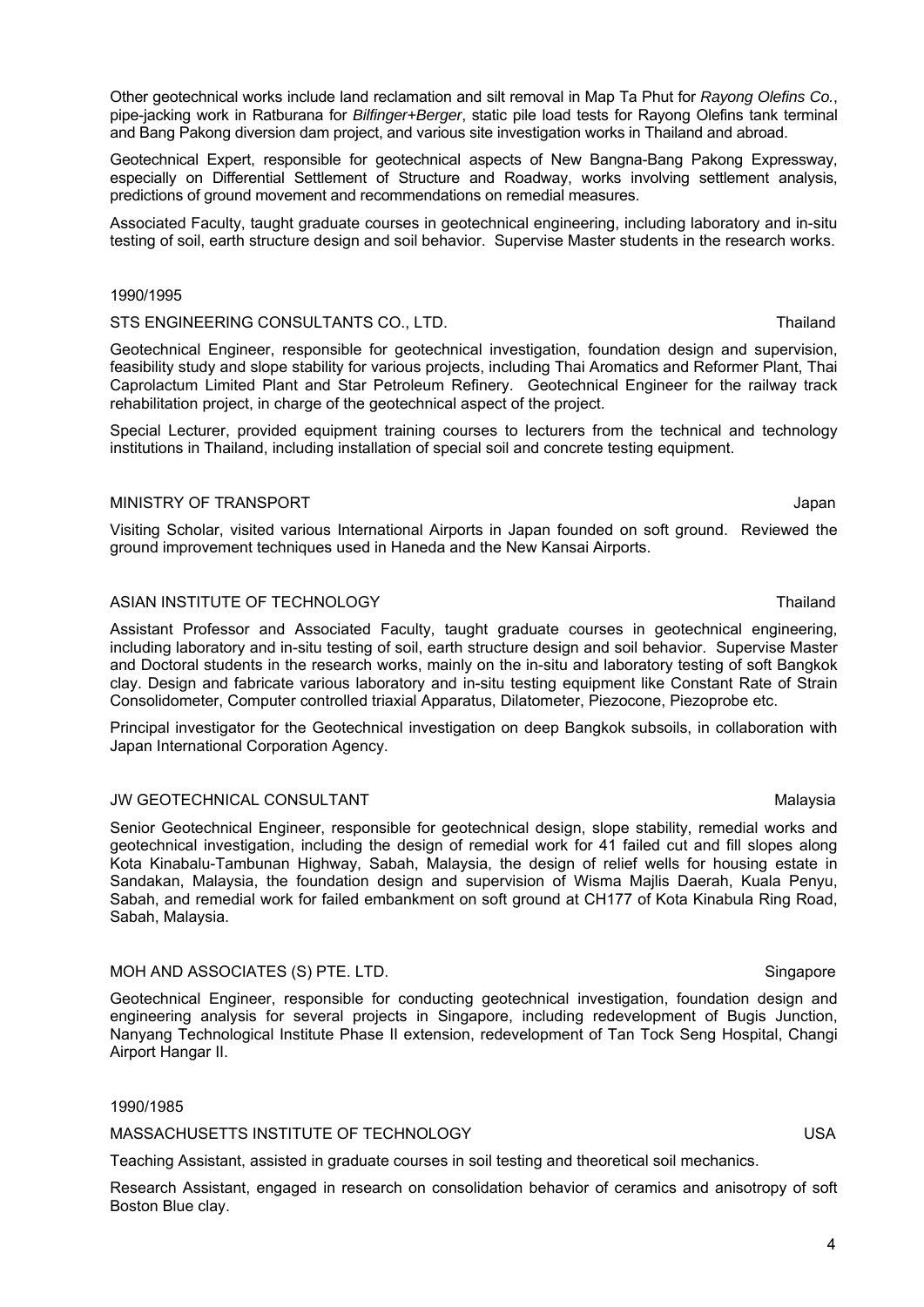Other geotechnical works include land reclamation and silt removal in Map Ta Phut for *Rayong Olefins Co.*, pipe-jacking work in Ratburana for *Bilfinger+Berger*, static pile load tests for Rayong Olefins tank terminal and Bang Pakong diversion dam project, and various site investigation works in Thailand and abroad.

Geotechnical Expert, responsible for geotechnical aspects of New Bangna-Bang Pakong Expressway, especially on Differential Settlement of Structure and Roadway, works involving settlement analysis, predictions of ground movement and recommendations on remedial measures.

Associated Faculty, taught graduate courses in geotechnical engineering, including laboratory and in-situ testing of soil, earth structure design and soil behavior. Supervise Master students in the research works.

1990/1995

STS ENGINEERING CONSULTANTS CO., LTD. — Thailand

Geotechnical Engineer, responsible for geotechnical investigation, foundation design and supervision, feasibility study and slope stability for various projects, including Thai Aromatics and Reformer Plant, Thai Caprolactum Limited Plant and Star Petroleum Refinery. Geotechnical Engineer for the railway track rehabilitation project, in charge of the geotechnical aspect of the project.

Special Lecturer, provided equipment training courses to lecturers from the technical and technology institutions in Thailand, including installation of special soil and concrete testing equipment.

MINISTRY OF TRANSPORT — Japan

Visiting Scholar, visited various International Airports in Japan founded on soft ground. Reviewed the ground improvement techniques used in Haneda and the New Kansai Airports.

ASIAN INSTITUTE OF TECHNOLOGY — Thailand

Assistant Professor and Associated Faculty, taught graduate courses in geotechnical engineering, including laboratory and in-situ testing of soil, earth structure design and soil behavior. Supervise Master and Doctoral students in the research works, mainly on the in-situ and laboratory testing of soft Bangkok clay. Design and fabricate various laboratory and in-situ testing equipment like Constant Rate of Strain Consolidometer, Computer controlled triaxial Apparatus, Dilatometer, Piezocone, Piezoprobe etc.

Principal investigator for the Geotechnical investigation on deep Bangkok subsoils, in collaboration with Japan International Corporation Agency.

JW GEOTECHNICAL CONSULTANT — Malaysia

Senior Geotechnical Engineer, responsible for geotechnical design, slope stability, remedial works and geotechnical investigation, including the design of remedial work for 41 failed cut and fill slopes along Kota Kinabalu-Tambunan Highway, Sabah, Malaysia, the design of relief wells for housing estate in Sandakan, Malaysia, the foundation design and supervision of Wisma Majlis Daerah, Kuala Penyu, Sabah, and remedial work for failed embankment on soft ground at CH177 of Kota Kinabula Ring Road, Sabah, Malaysia.

MOH AND ASSOCIATES (S) PTE. LTD. — Singapore

Geotechnical Engineer, responsible for conducting geotechnical investigation, foundation design and engineering analysis for several projects in Singapore, including redevelopment of Bugis Junction, Nanyang Technological Institute Phase II extension, redevelopment of Tan Tock Seng Hospital, Changi Airport Hangar II.

1990/1985

MASSACHUSETTS INSTITUTE OF TECHNOLOGY — USA

Teaching Assistant, assisted in graduate courses in soil testing and theoretical soil mechanics.

Research Assistant, engaged in research on consolidation behavior of ceramics and anisotropy of soft Boston Blue clay.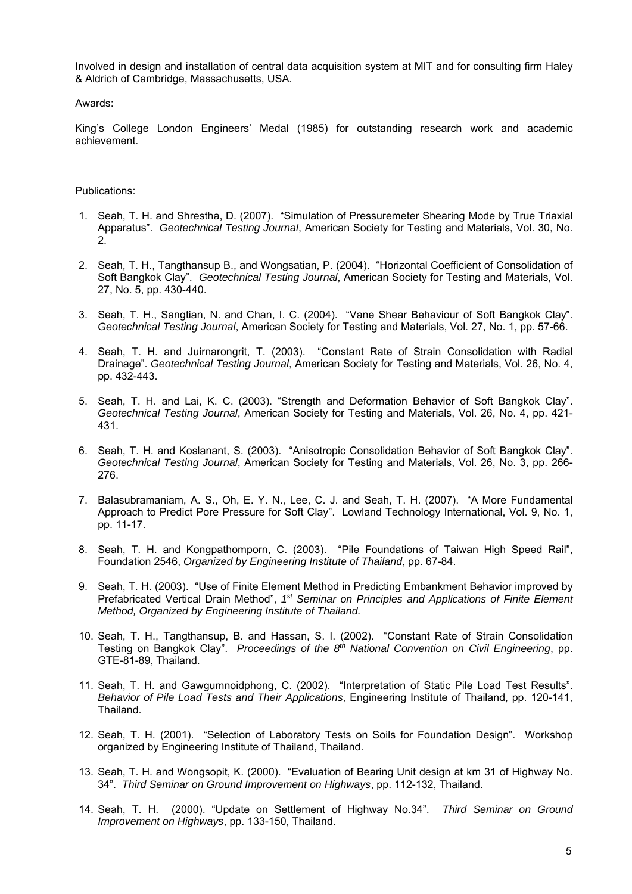Involved in design and installation of central data acquisition system at MIT and for consulting firm Haley & Aldrich of Cambridge, Massachusetts, USA.

Awards:

King's College London Engineers' Medal (1985) for outstanding research work and academic achievement.

Publications:

1. Seah, T. H. and Shrestha, D. (2007). "Simulation of Pressuremeter Shearing Mode by True Triaxial Apparatus". *Geotechnical Testing Journal*, American Society for Testing and Materials, Vol. 30, No. 2.

2. Seah, T. H., Tangthansup B., and Wongsatian, P. (2004). "Horizontal Coefficient of Consolidation of Soft Bangkok Clay". *Geotechnical Testing Journal*, American Society for Testing and Materials, Vol. 27, No. 5, pp. 430-440.

3. Seah, T. H., Sangtian, N. and Chan, I. C. (2004). "Vane Shear Behaviour of Soft Bangkok Clay". *Geotechnical Testing Journal*, American Society for Testing and Materials, Vol. 27, No. 1, pp. 57-66.

4. Seah, T. H. and Juirnarongrit, T. (2003). "Constant Rate of Strain Consolidation with Radial Drainage". *Geotechnical Testing Journal*, American Society for Testing and Materials, Vol. 26, No. 4, pp. 432-443.

5. Seah, T. H. and Lai, K. C. (2003). "Strength and Deformation Behavior of Soft Bangkok Clay". *Geotechnical Testing Journal*, American Society for Testing and Materials, Vol. 26, No. 4, pp. 421-431.

6. Seah, T. H. and Koslanant, S. (2003). "Anisotropic Consolidation Behavior of Soft Bangkok Clay". *Geotechnical Testing Journal*, American Society for Testing and Materials, Vol. 26, No. 3, pp. 266-276.

7. Balasubramaniam, A. S., Oh, E. Y. N., Lee, C. J. and Seah, T. H. (2007). "A More Fundamental Approach to Predict Pore Pressure for Soft Clay". Lowland Technology International, Vol. 9, No. 1, pp. 11-17.

8. Seah, T. H. and Kongpathomporn, C. (2003). "Pile Foundations of Taiwan High Speed Rail", Foundation 2546, *Organized by Engineering Institute of Thailand*, pp. 67-84.

9. Seah, T. H. (2003). "Use of Finite Element Method in Predicting Embankment Behavior improved by Prefabricated Vertical Drain Method", *1st Seminar on Principles and Applications of Finite Element Method, Organized by Engineering Institute of Thailand.*

10. Seah, T. H., Tangthansup, B. and Hassan, S. I. (2002). "Constant Rate of Strain Consolidation Testing on Bangkok Clay". *Proceedings of the 8th National Convention on Civil Engineering*, pp. GTE-81-89, Thailand.

11. Seah, T. H. and Gawgumnoidphong, C. (2002). "Interpretation of Static Pile Load Test Results". *Behavior of Pile Load Tests and Their Applications*, Engineering Institute of Thailand, pp. 120-141, Thailand.

12. Seah, T. H. (2001). "Selection of Laboratory Tests on Soils for Foundation Design". Workshop organized by Engineering Institute of Thailand, Thailand.

13. Seah, T. H. and Wongsopit, K. (2000). "Evaluation of Bearing Unit design at km 31 of Highway No. 34". *Third Seminar on Ground Improvement on Highways*, pp. 112-132, Thailand.

14. Seah, T. H. (2000). "Update on Settlement of Highway No.34". *Third Seminar on Ground Improvement on Highways*, pp. 133-150, Thailand.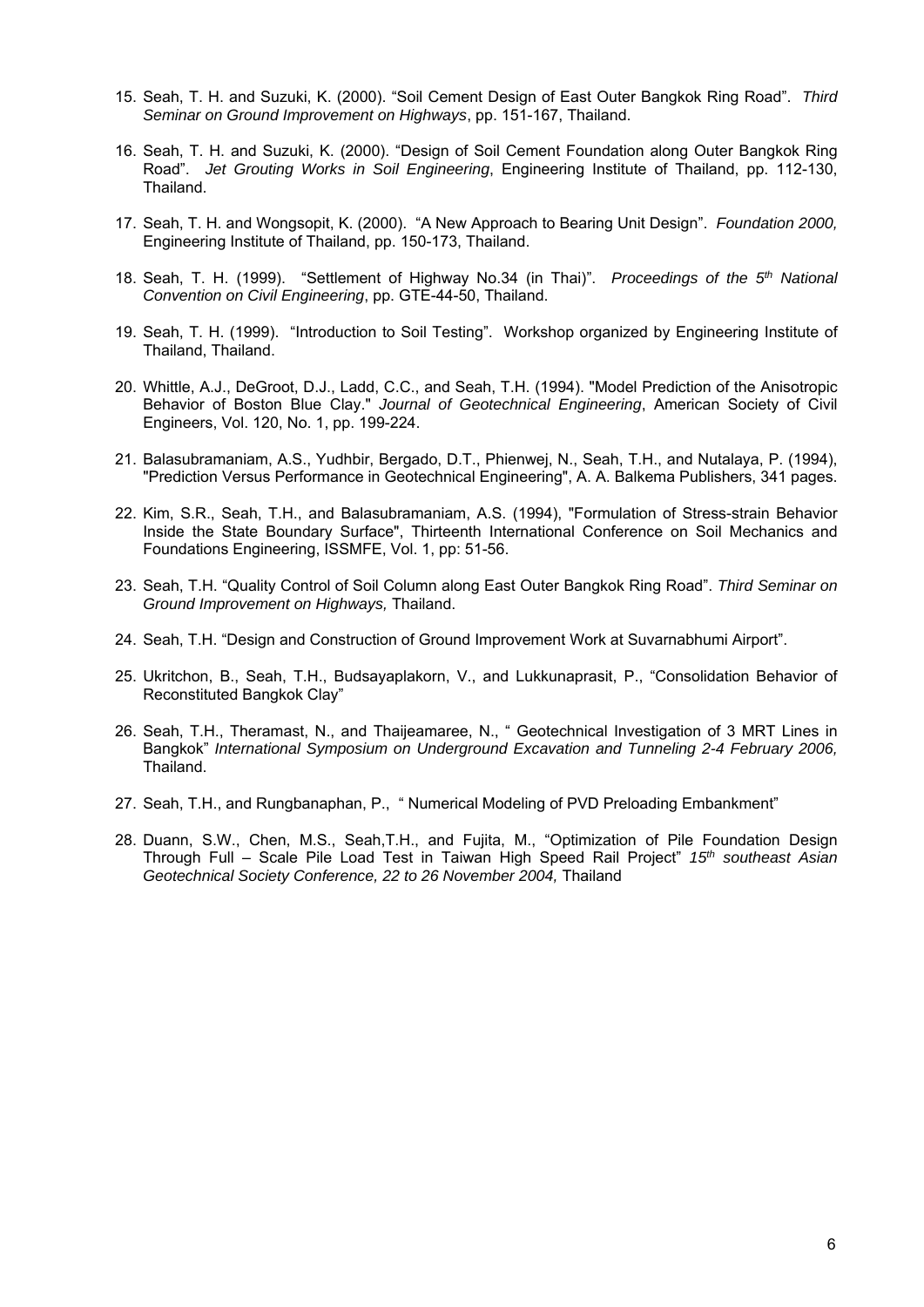15. Seah, T. H. and Suzuki, K. (2000). "Soil Cement Design of East Outer Bangkok Ring Road". *Third Seminar on Ground Improvement on Highways*, pp. 151-167, Thailand.

16. Seah, T. H. and Suzuki, K. (2000). "Design of Soil Cement Foundation along Outer Bangkok Ring Road". *Jet Grouting Works in Soil Engineering*, Engineering Institute of Thailand, pp. 112-130, Thailand.

17. Seah, T. H. and Wongsopit, K. (2000). "A New Approach to Bearing Unit Design". *Foundation 2000,* Engineering Institute of Thailand, pp. 150-173, Thailand.

18. Seah, T. H. (1999). "Settlement of Highway No.34 (in Thai)". *Proceedings of the 5th National Convention on Civil Engineering*, pp. GTE-44-50, Thailand.

19. Seah, T. H. (1999). "Introduction to Soil Testing". Workshop organized by Engineering Institute of Thailand, Thailand.

20. Whittle, A.J., DeGroot, D.J., Ladd, C.C., and Seah, T.H. (1994). "Model Prediction of the Anisotropic Behavior of Boston Blue Clay." *Journal of Geotechnical Engineering*, American Society of Civil Engineers, Vol. 120, No. 1, pp. 199-224.

21. Balasubramaniam, A.S., Yudhbir, Bergado, D.T., Phienwej, N., Seah, T.H., and Nutalaya, P. (1994), "Prediction Versus Performance in Geotechnical Engineering", A. A. Balkema Publishers, 341 pages.

22. Kim, S.R., Seah, T.H., and Balasubramaniam, A.S. (1994), "Formulation of Stress-strain Behavior Inside the State Boundary Surface", Thirteenth International Conference on Soil Mechanics and Foundations Engineering, ISSMFE, Vol. 1, pp: 51-56.

23. Seah, T.H. "Quality Control of Soil Column along East Outer Bangkok Ring Road". *Third Seminar on Ground Improvement on Highways,* Thailand.

24. Seah, T.H. "Design and Construction of Ground Improvement Work at Suvarnabhumi Airport".

25. Ukritchon, B., Seah, T.H., Budsayaplakorn, V., and Lukkunaprasit, P., "Consolidation Behavior of Reconstituted Bangkok Clay"

26. Seah, T.H., Theramast, N., and Thaijeamaree, N., " Geotechnical Investigation of 3 MRT Lines in Bangkok" *International Symposium on Underground Excavation and Tunneling 2-4 February 2006,* Thailand.

27. Seah, T.H., and Rungbanaphan, P., " Numerical Modeling of PVD Preloading Embankment"

28. Duann, S.W., Chen, M.S., Seah,T.H., and Fujita, M., "Optimization of Pile Foundation Design Through Full – Scale Pile Load Test in Taiwan High Speed Rail Project" *15th southeast Asian Geotechnical Society Conference, 22 to 26 November 2004,* Thailand